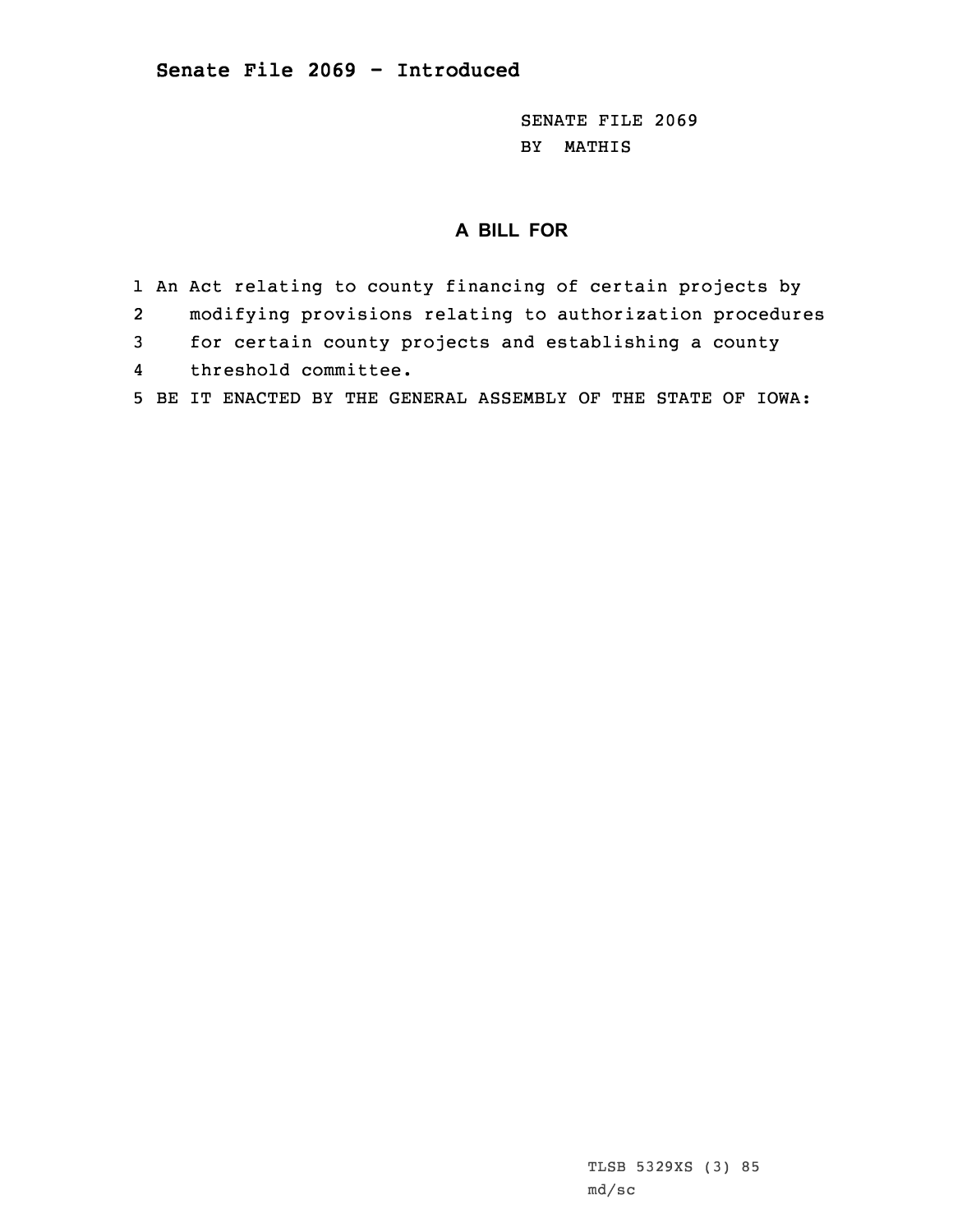**Senate File 2069 - Introduced**

SENATE FILE 2069
BY MATHIS

## A BILL FOR

1 An Act relating to county financing of certain projects by
2 modifying provisions relating to authorization procedures
3 for certain county projects and establishing a county
4 threshold committee.
5 BE IT ENACTED BY THE GENERAL ASSEMBLY OF THE STATE OF IOWA:

TLSB 5329XS (3) 85
md/sc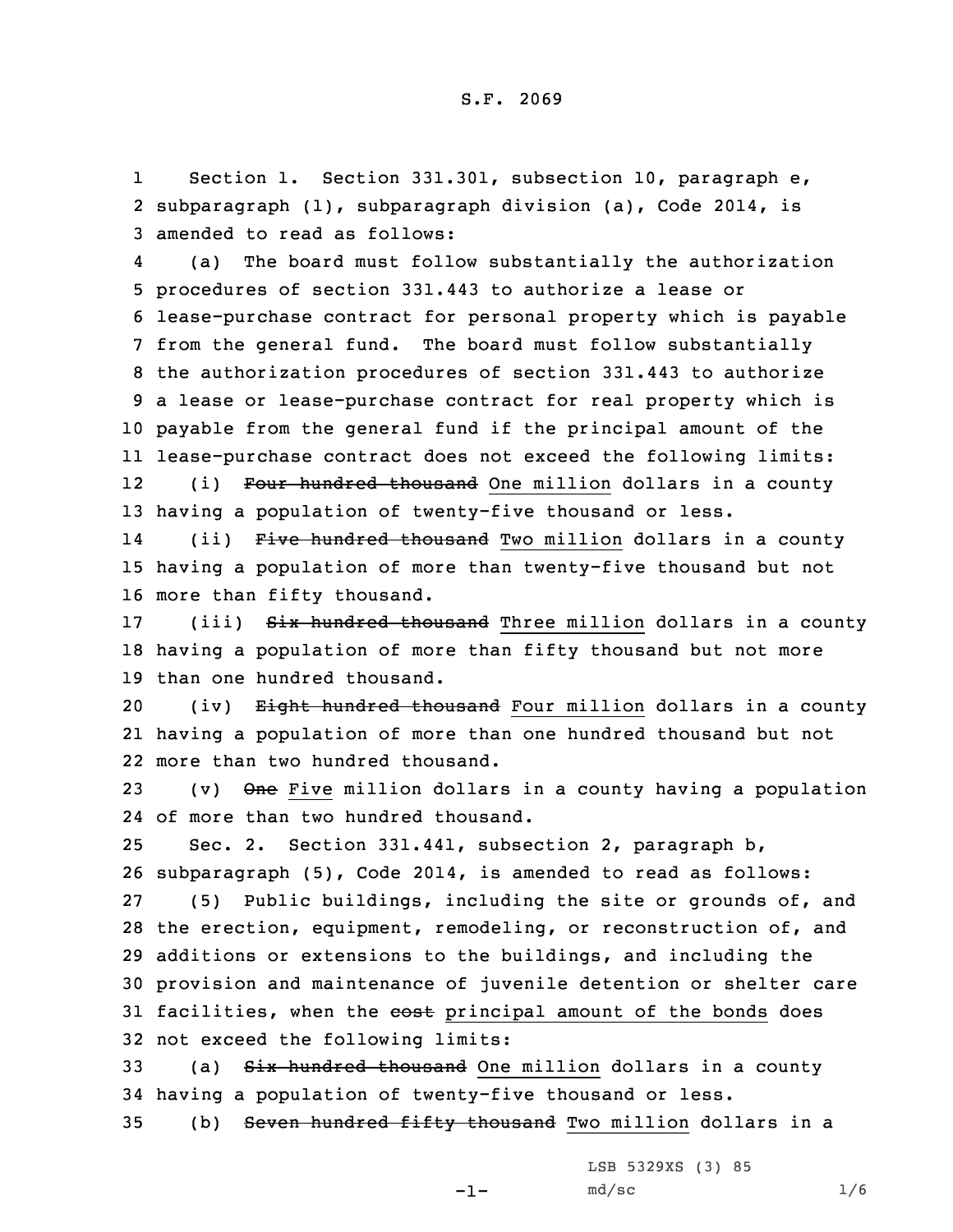S.F. 2069

1 Section 1. Section 331.301, subsection 10, paragraph e,
2 subparagraph (1), subparagraph division (a), Code 2014, is
3 amended to read as follows:

4 (a) The board must follow substantially the authorization
5 procedures of section 331.443 to authorize a lease or
6 lease-purchase contract for personal property which is payable
7 from the general fund. The board must follow substantially
8 the authorization procedures of section 331.443 to authorize
9 a lease or lease-purchase contract for real property which is
10 payable from the general fund if the principal amount of the
11 lease-purchase contract does not exceed the following limits:

12 (i) ~~Four hundred thousand~~ One million dollars in a county
13 having a population of twenty-five thousand or less.

14 (ii) ~~Five hundred thousand~~ Two million dollars in a county
15 having a population of more than twenty-five thousand but not
16 more than fifty thousand.

17 (iii) ~~Six hundred thousand~~ Three million dollars in a county
18 having a population of more than fifty thousand but not more
19 than one hundred thousand.

20 (iv) ~~Eight hundred thousand~~ Four million dollars in a county
21 having a population of more than one hundred thousand but not
22 more than two hundred thousand.

23 (v) ~~One~~ Five million dollars in a county having a population
24 of more than two hundred thousand.

25 Sec. 2. Section 331.441, subsection 2, paragraph b,
26 subparagraph (5), Code 2014, is amended to read as follows:

27 (5) Public buildings, including the site or grounds of, and
28 the erection, equipment, remodeling, or reconstruction of, and
29 additions or extensions to the buildings, and including the
30 provision and maintenance of juvenile detention or shelter care
31 facilities, when the ~~cost~~ principal amount of the bonds does
32 not exceed the following limits:

33 (a) ~~Six hundred thousand~~ One million dollars in a county
34 having a population of twenty-five thousand or less.

35 (b) ~~Seven hundred fifty thousand~~ Two million dollars in a

LSB 5329XS (3) 85
md/sc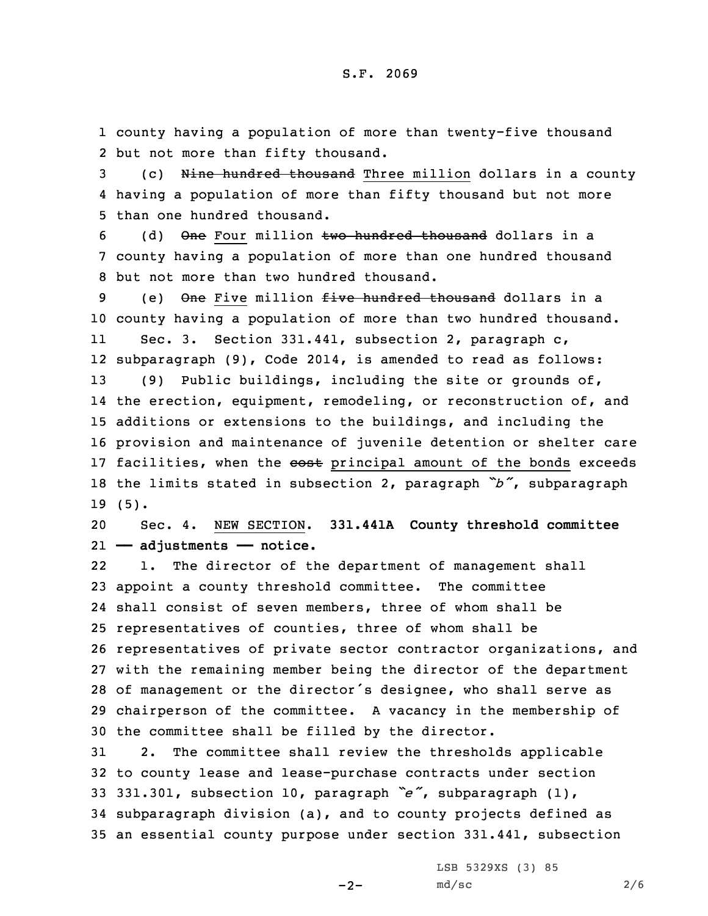county having a population of more than twenty-five thousand but not more than fifty thousand.

(c) ~~Nine hundred thousand~~ Three million dollars in a county having a population of more than fifty thousand but not more than one hundred thousand.

(d) ~~One~~ Four million ~~two hundred thousand~~ dollars in a county having a population of more than one hundred thousand but not more than two hundred thousand.

(e) ~~One~~ Five million ~~five hundred thousand~~ dollars in a county having a population of more than two hundred thousand.

Sec. 3. Section 331.441, subsection 2, paragraph c, subparagraph (9), Code 2014, is amended to read as follows:

(9) Public buildings, including the site or grounds of, the erection, equipment, remodeling, or reconstruction of, and additions or extensions to the buildings, and including the provision and maintenance of juvenile detention or shelter care facilities, when the ~~cost~~ principal amount of the bonds exceeds the limits stated in subsection 2, paragraph *"b"*, subparagraph (5).

Sec. 4. NEW SECTION. **331.441A County threshold committee — adjustments — notice.**

1. The director of the department of management shall appoint a county threshold committee. The committee shall consist of seven members, three of whom shall be representatives of counties, three of whom shall be representatives of private sector contractor organizations, and with the remaining member being the director of the department of management or the director's designee, who shall serve as chairperson of the committee. A vacancy in the membership of the committee shall be filled by the director.

2. The committee shall review the thresholds applicable to county lease and lease-purchase contracts under section 331.301, subsection 10, paragraph *"e"*, subparagraph (1), subparagraph division (a), and to county projects defined as an essential county purpose under section 331.441, subsection

LSB 5329XS (3) 85
md/sc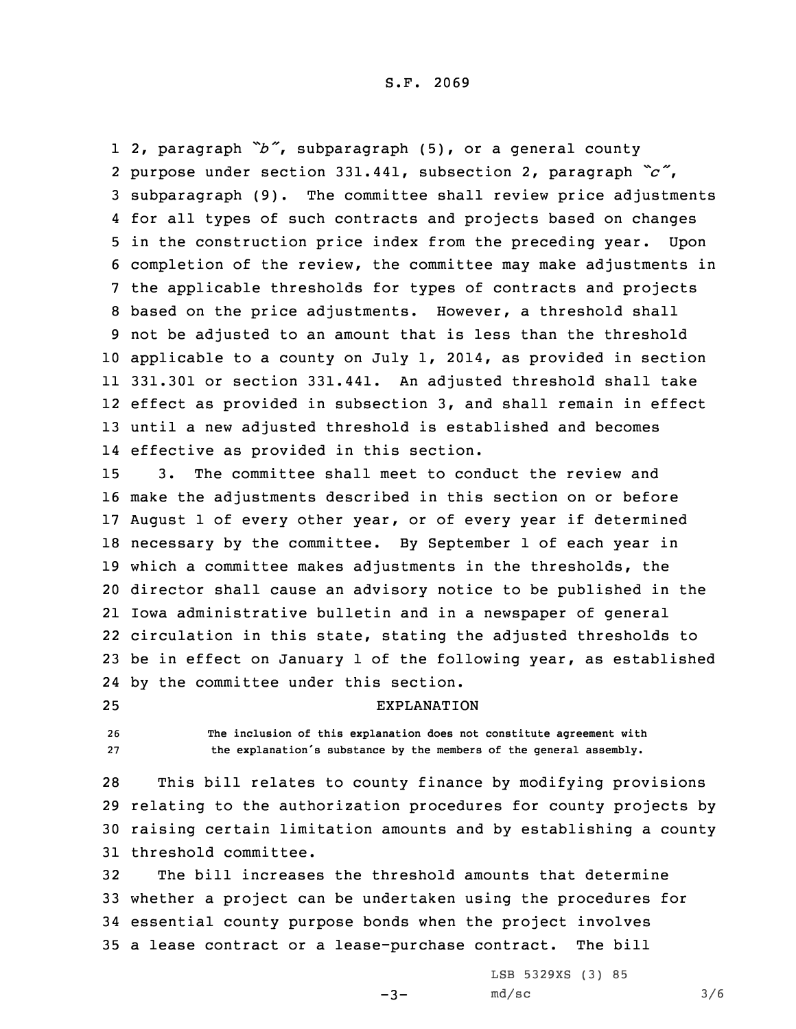2, paragraph "b", subparagraph (5), or a general county purpose under section 331.441, subsection 2, paragraph "c", subparagraph (9). The committee shall review price adjustments for all types of such contracts and projects based on changes in the construction price index from the preceding year. Upon completion of the review, the committee may make adjustments in the applicable thresholds for types of contracts and projects based on the price adjustments. However, a threshold shall not be adjusted to an amount that is less than the threshold applicable to a county on July 1, 2014, as provided in section 331.301 or section 331.441. An adjusted threshold shall take effect as provided in subsection 3, and shall remain in effect until a new adjusted threshold is established and becomes effective as provided in this section.

3. The committee shall meet to conduct the review and make the adjustments described in this section on or before August 1 of every other year, or of every year if determined necessary by the committee. By September 1 of each year in which a committee makes adjustments in the thresholds, the director shall cause an advisory notice to be published in the Iowa administrative bulletin and in a newspaper of general circulation in this state, stating the adjusted thresholds to be in effect on January 1 of the following year, as established by the committee under this section.

EXPLANATION

The inclusion of this explanation does not constitute agreement with the explanation's substance by the members of the general assembly.

This bill relates to county finance by modifying provisions relating to the authorization procedures for county projects by raising certain limitation amounts and by establishing a county threshold committee.

The bill increases the threshold amounts that determine whether a project can be undertaken using the procedures for essential county purpose bonds when the project involves a lease contract or a lease-purchase contract. The bill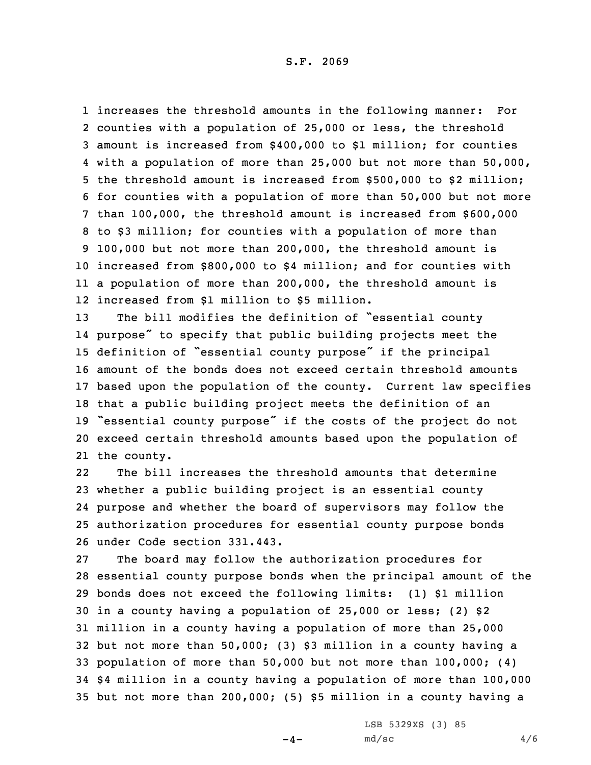increases the threshold amounts in the following manner: For counties with a population of 25,000 or less, the threshold amount is increased from $400,000 to $1 million; for counties with a population of more than 25,000 but not more than 50,000, the threshold amount is increased from $500,000 to $2 million; for counties with a population of more than 50,000 but not more than 100,000, the threshold amount is increased from $600,000 to $3 million; for counties with a population of more than 100,000 but not more than 200,000, the threshold amount is increased from $800,000 to $4 million; and for counties with a population of more than 200,000, the threshold amount is increased from $1 million to $5 million.

The bill modifies the definition of "essential county purpose" to specify that public building projects meet the definition of "essential county purpose" if the principal amount of the bonds does not exceed certain threshold amounts based upon the population of the county. Current law specifies that a public building project meets the definition of an "essential county purpose" if the costs of the project do not exceed certain threshold amounts based upon the population of the county.

The bill increases the threshold amounts that determine whether a public building project is an essential county purpose and whether the board of supervisors may follow the authorization procedures for essential county purpose bonds under Code section 331.443.

The board may follow the authorization procedures for essential county purpose bonds when the principal amount of the bonds does not exceed the following limits: (1) $1 million in a county having a population of 25,000 or less; (2) $2 million in a county having a population of more than 25,000 but not more than 50,000; (3) $3 million in a county having a population of more than 50,000 but not more than 100,000; (4) $4 million in a county having a population of more than 100,000 but not more than 200,000; (5) $5 million in a county having a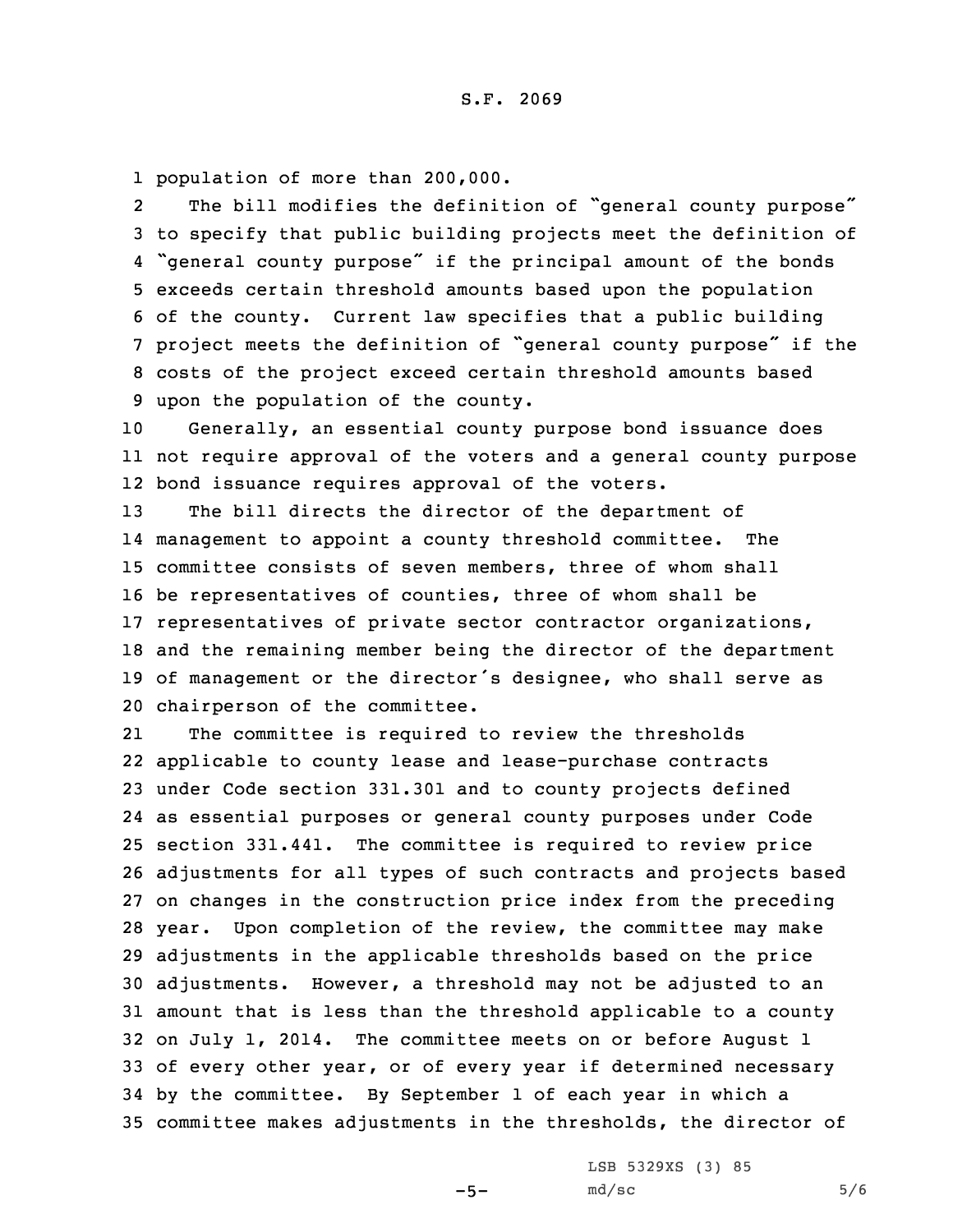population of more than 200,000.

The bill modifies the definition of "general county purpose" to specify that public building projects meet the definition of "general county purpose" if the principal amount of the bonds exceeds certain threshold amounts based upon the population of the county. Current law specifies that a public building project meets the definition of "general county purpose" if the costs of the project exceed certain threshold amounts based upon the population of the county.

Generally, an essential county purpose bond issuance does not require approval of the voters and a general county purpose bond issuance requires approval of the voters.

The bill directs the director of the department of management to appoint a county threshold committee. The committee consists of seven members, three of whom shall be representatives of counties, three of whom shall be representatives of private sector contractor organizations, and the remaining member being the director of the department of management or the director's designee, who shall serve as chairperson of the committee.

The committee is required to review the thresholds applicable to county lease and lease-purchase contracts under Code section 331.301 and to county projects defined as essential purposes or general county purposes under Code section 331.441. The committee is required to review price adjustments for all types of such contracts and projects based on changes in the construction price index from the preceding year. Upon completion of the review, the committee may make adjustments in the applicable thresholds based on the price adjustments. However, a threshold may not be adjusted to an amount that is less than the threshold applicable to a county on July 1, 2014. The committee meets on or before August 1 of every other year, or of every year if determined necessary by the committee. By September 1 of each year in which a committee makes adjustments in the thresholds, the director of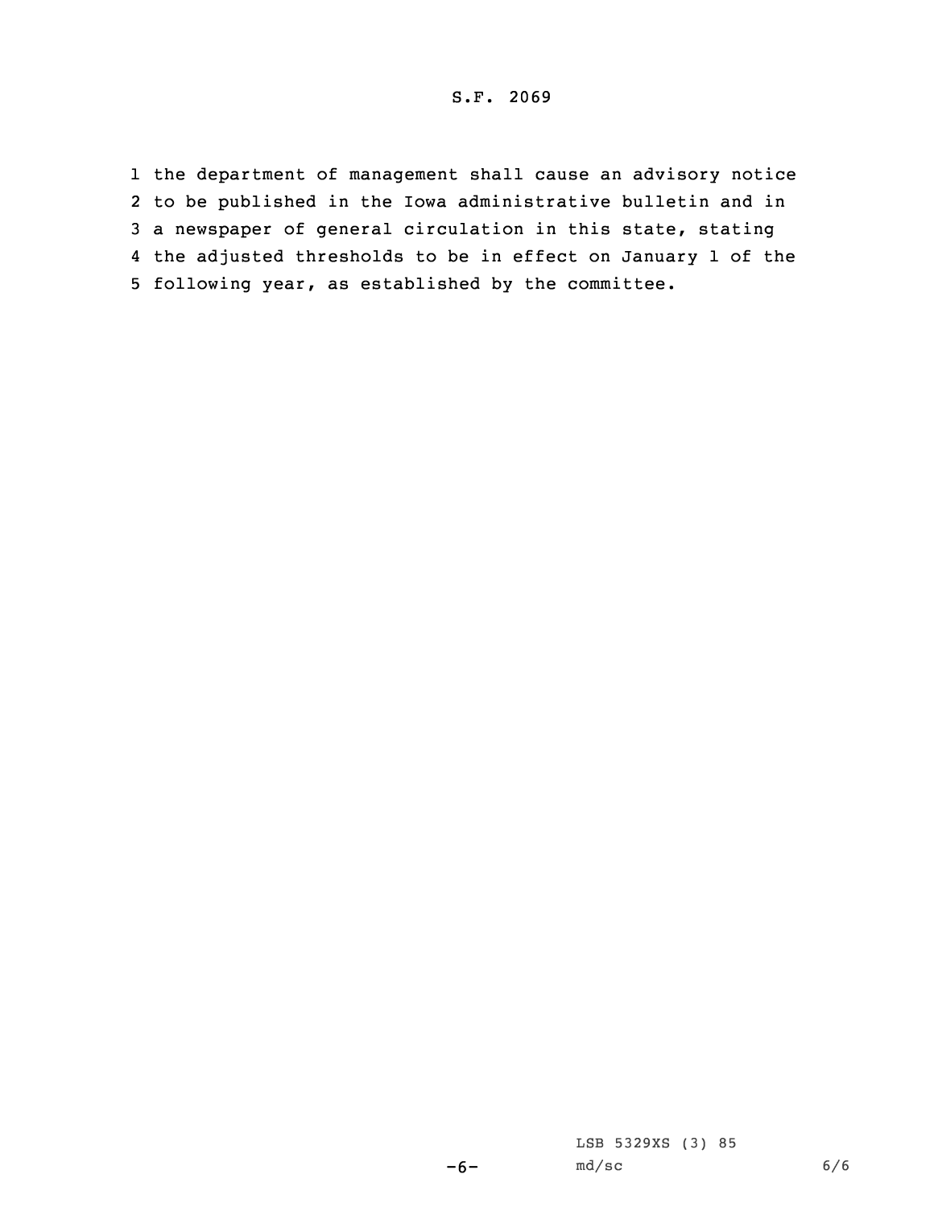the department of management shall cause an advisory notice to be published in the Iowa administrative bulletin and in a newspaper of general circulation in this state, stating the adjusted thresholds to be in effect on January 1 of the following year, as established by the committee.